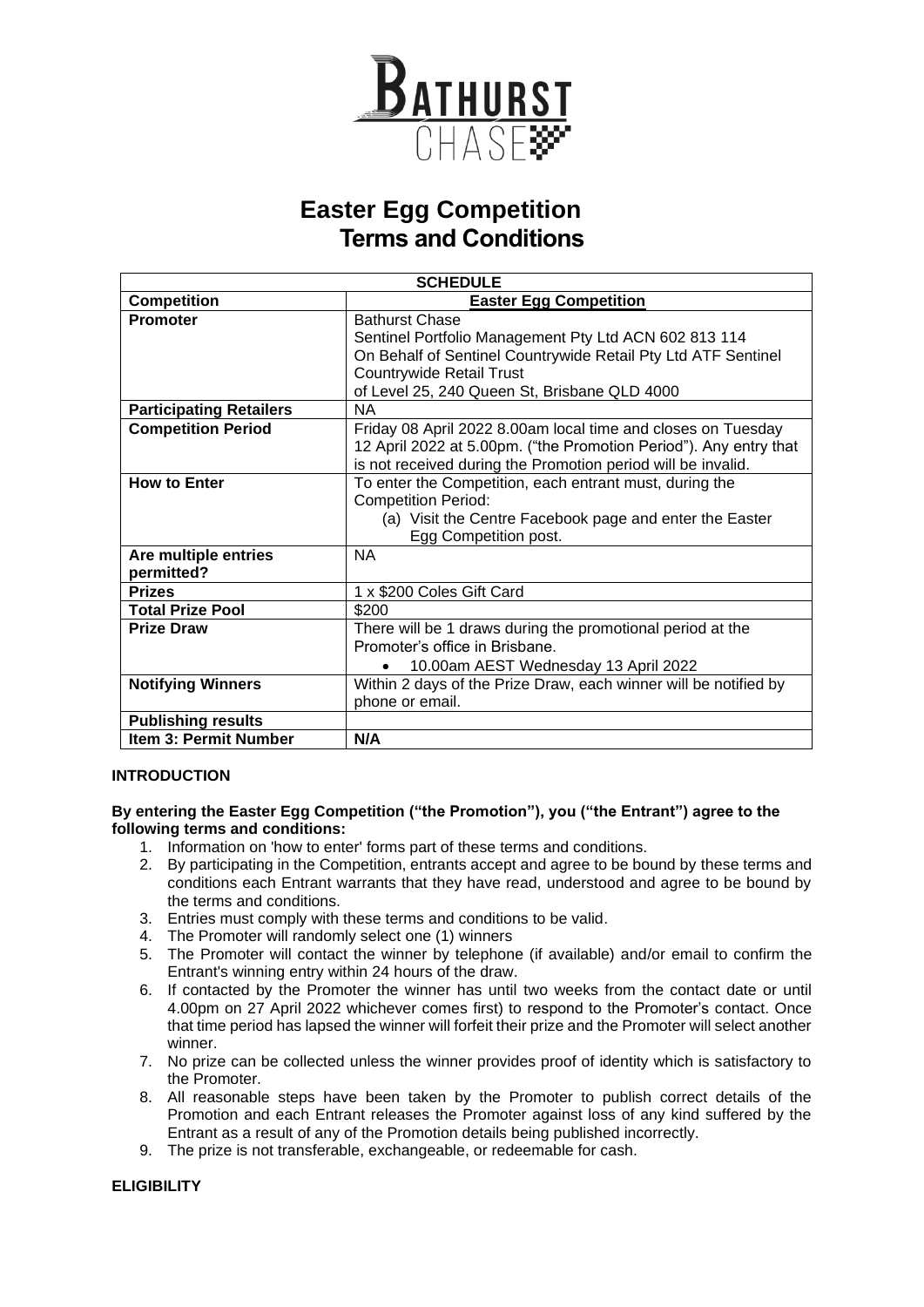# Easter Egg Competition Terms and Conditions

| SCHEDULE | |
|---|---|
| **Competition** | **Easter Egg Competition** |
| **Promoter** | Bathurst Chase<br>Sentinel Portfolio Management Pty Ltd ACN 602 813 114<br>On Behalf of Sentinel Countrywide Retail Pty Ltd ATF Sentinel Countrywide Retail Trust<br>of Level 25, 240 Queen St, Brisbane QLD 4000 |
| **Participating Retailers** | NA |
| **Competition Period** | Friday 08 April 2022 8.00am local time and closes on Tuesday 12 April 2022 at 5.00pm. ("the Promotion Period"). Any entry that is not received during the Promotion period will be invalid. |
| **How to Enter** | To enter the Competition, each entrant must, during the Competition Period:<br>(a) Visit the Centre Facebook page and enter the Easter Egg Competition post. |
| **Are multiple entries permitted?** | NA |
| **Prizes** | 1 x $200 Coles Gift Card |
| **Total Prize Pool** | $200 |
| **Prize Draw** | There will be 1 draws during the promotional period at the Promoter's office in Brisbane.<br>• 10.00am AEST Wednesday 13 April 2022 |
| **Notifying Winners** | Within 2 days of the Prize Draw, each winner will be notified by phone or email. |
| **Publishing results** | |
| **Item 3: Permit Number** | **N/A** |

**INTRODUCTION**

**By entering the Easter Egg Competition ("the Promotion"), you ("the Entrant") agree to the following terms and conditions:**

1. Information on 'how to enter' forms part of these terms and conditions.
2. By participating in the Competition, entrants accept and agree to be bound by these terms and conditions each Entrant warrants that they have read, understood and agree to be bound by the terms and conditions.
3. Entries must comply with these terms and conditions to be valid.
4. The Promoter will randomly select one (1) winners
5. The Promoter will contact the winner by telephone (if available) and/or email to confirm the Entrant's winning entry within 24 hours of the draw.
6. If contacted by the Promoter the winner has until two weeks from the contact date or until 4.00pm on 27 April 2022 whichever comes first) to respond to the Promoter's contact. Once that time period has lapsed the winner will forfeit their prize and the Promoter will select another winner.
7. No prize can be collected unless the winner provides proof of identity which is satisfactory to the Promoter.
8. All reasonable steps have been taken by the Promoter to publish correct details of the Promotion and each Entrant releases the Promoter against loss of any kind suffered by the Entrant as a result of any of the Promotion details being published incorrectly.
9. The prize is not transferable, exchangeable, or redeemable for cash.

**ELIGIBILITY**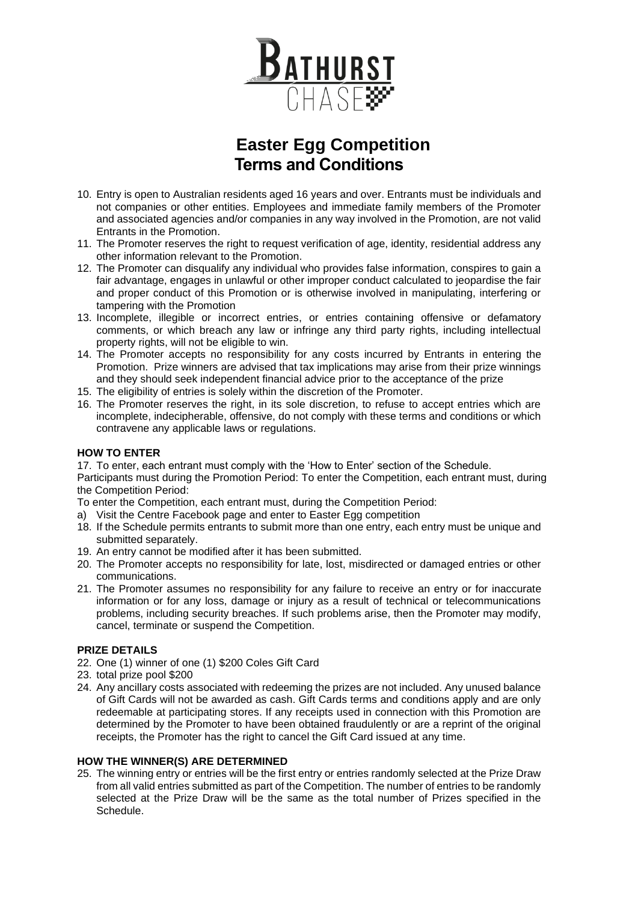**BATHURST CHASE**

# Easter Egg Competition Terms and Conditions

10. Entry is open to Australian residents aged 16 years and over. Entrants must be individuals and not companies or other entities. Employees and immediate family members of the Promoter and associated agencies and/or companies in any way involved in the Promotion, are not valid Entrants in the Promotion.
11. The Promoter reserves the right to request verification of age, identity, residential address any other information relevant to the Promotion.
12. The Promoter can disqualify any individual who provides false information, conspires to gain a fair advantage, engages in unlawful or other improper conduct calculated to jeopardise the fair and proper conduct of this Promotion or is otherwise involved in manipulating, interfering or tampering with the Promotion
13. Incomplete, illegible or incorrect entries, or entries containing offensive or defamatory comments, or which breach any law or infringe any third party rights, including intellectual property rights, will not be eligible to win.
14. The Promoter accepts no responsibility for any costs incurred by Entrants in entering the Promotion. Prize winners are advised that tax implications may arise from their prize winnings and they should seek independent financial advice prior to the acceptance of the prize
15. The eligibility of entries is solely within the discretion of the Promoter.
16. The Promoter reserves the right, in its sole discretion, to refuse to accept entries which are incomplete, indecipherable, offensive, do not comply with these terms and conditions or which contravene any applicable laws or regulations.

**HOW TO ENTER**

17. To enter, each entrant must comply with the 'How to Enter' section of the Schedule.

Participants must during the Promotion Period: To enter the Competition, each entrant must, during the Competition Period:

To enter the Competition, each entrant must, during the Competition Period:

a) Visit the Centre Facebook page and enter to Easter Egg competition

18. If the Schedule permits entrants to submit more than one entry, each entry must be unique and submitted separately.
19. An entry cannot be modified after it has been submitted.
20. The Promoter accepts no responsibility for late, lost, misdirected or damaged entries or other communications.
21. The Promoter assumes no responsibility for any failure to receive an entry or for inaccurate information or for any loss, damage or injury as a result of technical or telecommunications problems, including security breaches. If such problems arise, then the Promoter may modify, cancel, terminate or suspend the Competition.

**PRIZE DETAILS**

22. One (1) winner of one (1) $200 Coles Gift Card
23. total prize pool $200
24. Any ancillary costs associated with redeeming the prizes are not included. Any unused balance of Gift Cards will not be awarded as cash. Gift Cards terms and conditions apply and are only redeemable at participating stores. If any receipts used in connection with this Promotion are determined by the Promoter to have been obtained fraudulently or are a reprint of the original receipts, the Promoter has the right to cancel the Gift Card issued at any time.

**HOW THE WINNER(S) ARE DETERMINED**

25. The winning entry or entries will be the first entry or entries randomly selected at the Prize Draw from all valid entries submitted as part of the Competition. The number of entries to be randomly selected at the Prize Draw will be the same as the total number of Prizes specified in the Schedule.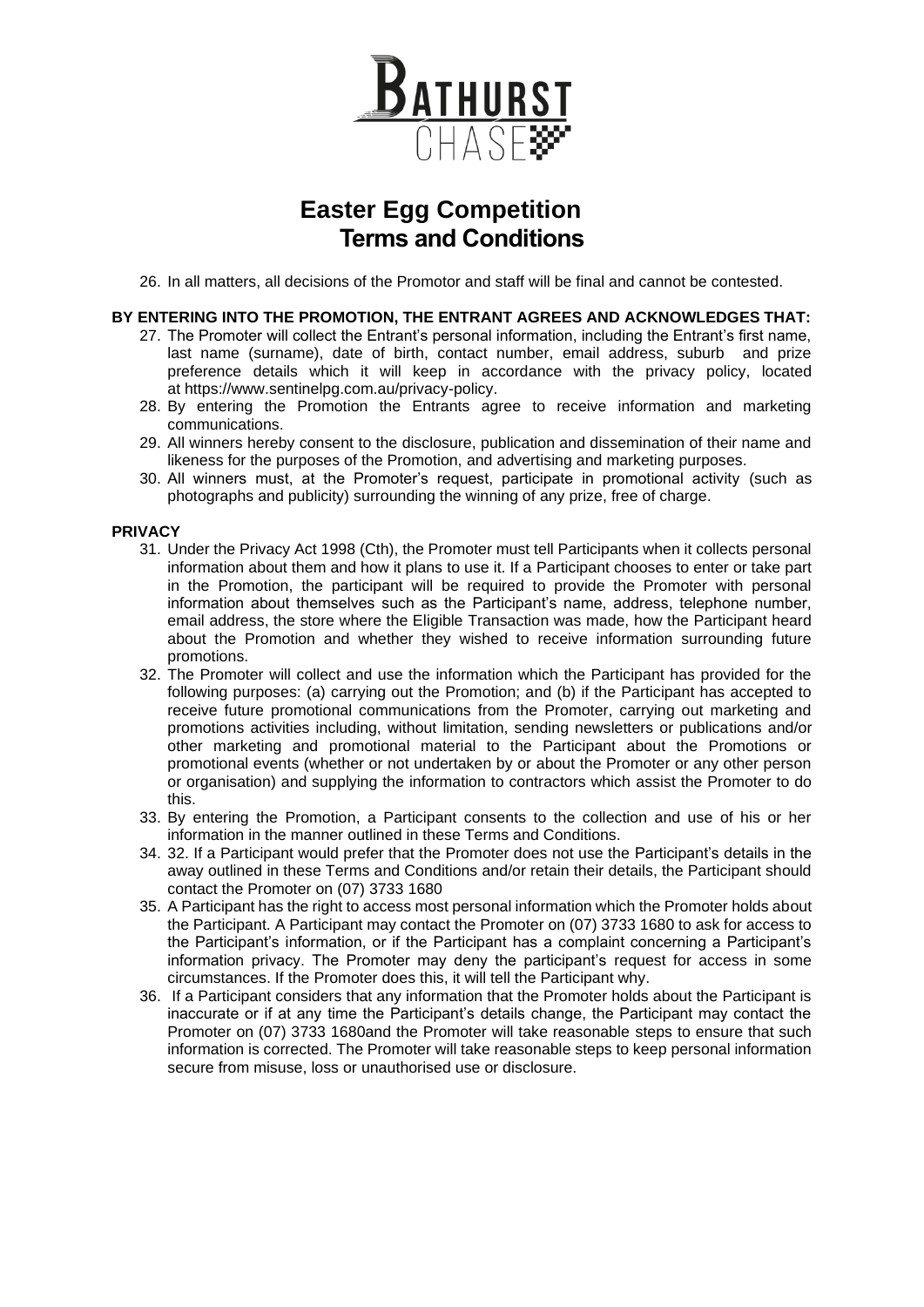# Easter Egg Competition
## Terms and Conditions

26. In all matters, all decisions of the Promotor and staff will be final and cannot be contested.

**BY ENTERING INTO THE PROMOTION, THE ENTRANT AGREES AND ACKNOWLEDGES THAT:**

27. The Promoter will collect the Entrant's personal information, including the Entrant's first name, last name (surname), date of birth, contact number, email address, suburb and prize preference details which it will keep in accordance with the privacy policy, located at https://www.sentinelpg.com.au/privacy-policy.
28. By entering the Promotion the Entrants agree to receive information and marketing communications.
29. All winners hereby consent to the disclosure, publication and dissemination of their name and likeness for the purposes of the Promotion, and advertising and marketing purposes.
30. All winners must, at the Promoter's request, participate in promotional activity (such as photographs and publicity) surrounding the winning of any prize, free of charge.

**PRIVACY**

31. Under the Privacy Act 1998 (Cth), the Promoter must tell Participants when it collects personal information about them and how it plans to use it. If a Participant chooses to enter or take part in the Promotion, the participant will be required to provide the Promoter with personal information about themselves such as the Participant's name, address, telephone number, email address, the store where the Eligible Transaction was made, how the Participant heard about the Promotion and whether they wished to receive information surrounding future promotions.
32. The Promoter will collect and use the information which the Participant has provided for the following purposes: (a) carrying out the Promotion; and (b) if the Participant has accepted to receive future promotional communications from the Promoter, carrying out marketing and promotions activities including, without limitation, sending newsletters or publications and/or other marketing and promotional material to the Participant about the Promotions or promotional events (whether or not undertaken by or about the Promoter or any other person or organisation) and supplying the information to contractors which assist the Promoter to do this.
33. By entering the Promotion, a Participant consents to the collection and use of his or her information in the manner outlined in these Terms and Conditions.
34. 32. If a Participant would prefer that the Promoter does not use the Participant's details in the away outlined in these Terms and Conditions and/or retain their details, the Participant should contact the Promoter on (07) 3733 1680
35. A Participant has the right to access most personal information which the Promoter holds about the Participant. A Participant may contact the Promoter on (07) 3733 1680 to ask for access to the Participant's information, or if the Participant has a complaint concerning a Participant's information privacy. The Promoter may deny the participant's request for access in some circumstances. If the Promoter does this, it will tell the Participant why.
36. If a Participant considers that any information that the Promoter holds about the Participant is inaccurate or if at any time the Participant's details change, the Participant may contact the Promoter on (07) 3733 1680and the Promoter will take reasonable steps to ensure that such information is corrected. The Promoter will take reasonable steps to keep personal information secure from misuse, loss or unauthorised use or disclosure.